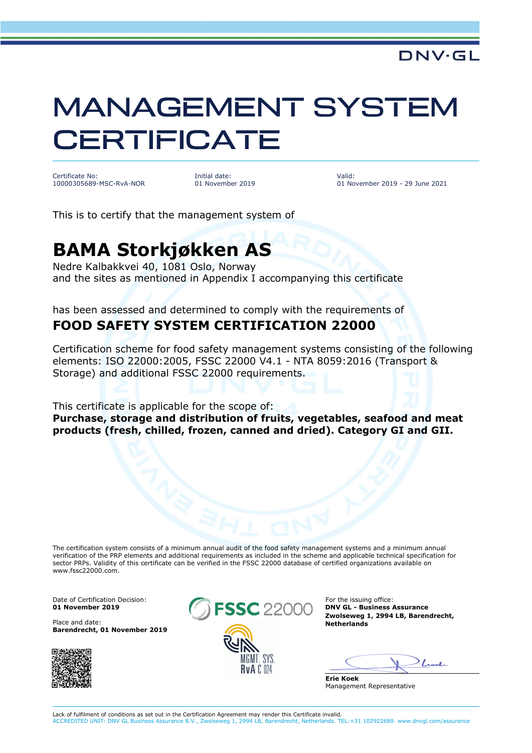DNV·GL

# MANAGEMENT SYSTEM CERTIFICATE

| Certificate No: | Initial date: | Valid: |
| --- | --- | --- |
| 10000305689-MSC-RvA-NOR | 01 November 2019 | 01 November 2019 - 29 June 2021 |

This is to certify that the management system of

## BAMA Storkjøkken AS

Nedre Kalbakkvei 40, 1081 Oslo, Norway
and the sites as mentioned in Appendix I accompanying this certificate

has been assessed and determined to comply with the requirements of

### FOOD SAFETY SYSTEM CERTIFICATION 22000

Certification scheme for food safety management systems consisting of the following elements: ISO 22000:2005, FSSC 22000 V4.1 - NTA 8059:2016 (Transport & Storage) and additional FSSC 22000 requirements.

This certificate is applicable for the scope of:
**Purchase, storage and distribution of fruits, vegetables, seafood and meat products (fresh, chilled, frozen, canned and dried). Category GI and GII.**

The certification system consists of a minimum annual audit of the food safety management systems and a minimum annual verification of the PRP elements and additional requirements as included in the scheme and applicable technical specification for sector PRPs. Validity of this certificate can be verified in the FSSC 22000 database of certified organizations available on www.fssc22000.com.

Date of Certification Decision:
**01 November 2019**

Place and date:
**Barendrecht, 01 November 2019**

FSSC 22000

MGMT. SYS.
RvA C 024

For the issuing office:
**DNV GL - Business Assurance**
**Zwolseweg 1, 2994 LB, Barendrecht, Netherlands**

**Erie Koek**
Management Representative

Lack of fulfilment of conditions as set out in the Certification Agreement may render this Certificate invalid.
ACCREDITED UNIT: DNV GL Business Assurance B.V., Zwolseweg 1, 2994 LB, Barendrecht, Netherlands. TEL:+31 102922689. www.dnvgl.com/assurance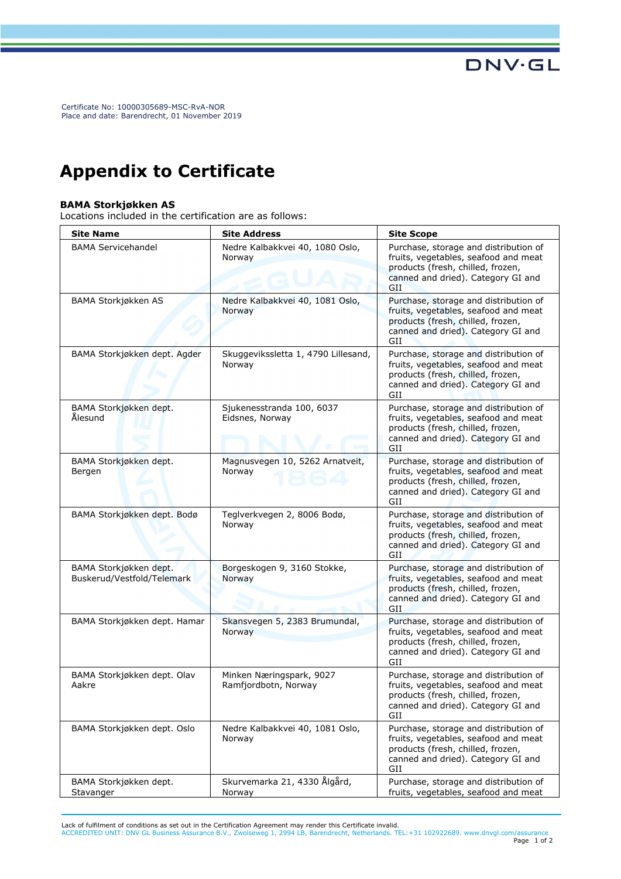Certificate No: 10000305689-MSC-RvA-NOR
Place and date: Barendrecht, 01 November 2019

# Appendix to Certificate

**BAMA Storkjøkken AS**
Locations included in the certification are as follows:

| Site Name | Site Address | Site Scope |
|---|---|---|
| BAMA Servicehandel | Nedre Kalbakkvei 40, 1080 Oslo, Norway | Purchase, storage and distribution of fruits, vegetables, seafood and meat products (fresh, chilled, frozen, canned and dried). Category GI and GII |
| BAMA Storkjøkken AS | Nedre Kalbakkvei 40, 1081 Oslo, Norway | Purchase, storage and distribution of fruits, vegetables, seafood and meat products (fresh, chilled, frozen, canned and dried). Category GI and GII |
| BAMA Storkjøkken dept. Agder | Skuggeviksslettа 1, 4790 Lillesand, Norway | Purchase, storage and distribution of fruits, vegetables, seafood and meat products (fresh, chilled, frozen, canned and dried). Category GI and GII |
| BAMA Storkjøkken dept. Ålesund | Sjukenesstranda 100, 6037 Eidsnes, Norway | Purchase, storage and distribution of fruits, vegetables, seafood and meat products (fresh, chilled, frozen, canned and dried). Category GI and GII |
| BAMA Storkjøkken dept. Bergen | Magnusvegen 10, 5262 Arnatveit, Norway | Purchase, storage and distribution of fruits, vegetables, seafood and meat products (fresh, chilled, frozen, canned and dried). Category GI and GII |
| BAMA Storkjøkken dept. Bodø | Teglverkvegen 2, 8006 Bodø, Norway | Purchase, storage and distribution of fruits, vegetables, seafood and meat products (fresh, chilled, frozen, canned and dried). Category GI and GII |
| BAMA Storkjøkken dept. Buskerud/Vestfold/Telemark | Borgeskogen 9, 3160 Stokke, Norway | Purchase, storage and distribution of fruits, vegetables, seafood and meat products (fresh, chilled, frozen, canned and dried). Category GI and GII |
| BAMA Storkjøkken dept. Hamar | Skansvegen 5, 2383 Brumundal, Norway | Purchase, storage and distribution of fruits, vegetables, seafood and meat products (fresh, chilled, frozen, canned and dried). Category GI and GII |
| BAMA Storkjøkken dept. Olav Aakre | Minken Næringspark, 9027 Ramfjordbotn, Norway | Purchase, storage and distribution of fruits, vegetables, seafood and meat products (fresh, chilled, frozen, canned and dried). Category GI and GII |
| BAMA Storkjøkken dept. Oslo | Nedre Kalbakkvei 40, 1081 Oslo, Norway | Purchase, storage and distribution of fruits, vegetables, seafood and meat products (fresh, chilled, frozen, canned and dried). Category GI and GII |
| BAMA Storkjøkken dept. Stavanger | Skurvemarka 21, 4330 Ålgård, Norway | Purchase, storage and distribution of fruits, vegetables, seafood and meat |

Lack of fulfilment of conditions as set out in the Certification Agreement may render this Certificate invalid.
ACCREDITED UNIT: DNV GL Business Assurance B.V., Zwolseweg 1, 2994 LB, Barendrecht, Netherlands. TEL:+31 102922689. www.dnvgl.com/assurance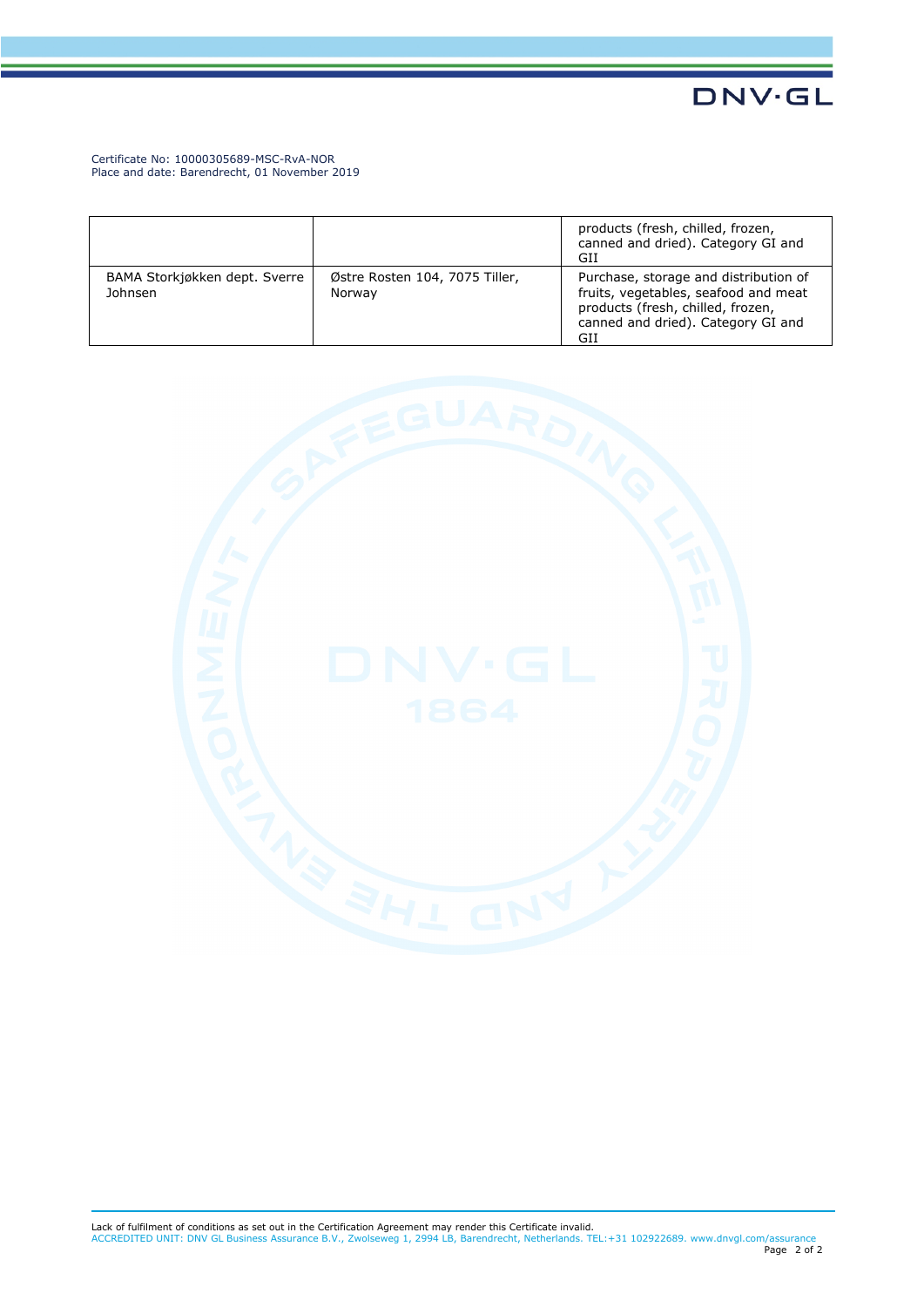Certificate No: 10000305689-MSC-RvA-NOR
Place and date: Barendrecht, 01 November 2019

| | | |
|---|---|---|
| | | products (fresh, chilled, frozen, canned and dried). Category GI and GII |
| BAMA Storkjøkken dept. Sverre Johnsen | Østre Rosten 104, 7075 Tiller, Norway | Purchase, storage and distribution of fruits, vegetables, seafood and meat products (fresh, chilled, frozen, canned and dried). Category GI and GII |

Lack of fulfilment of conditions as set out in the Certification Agreement may render this Certificate invalid.
ACCREDITED UNIT: DNV GL Business Assurance B.V., Zwolseweg 1, 2994 LB, Barendrecht, Netherlands. TEL:+31 102922689. www.dnvgl.com/assurance